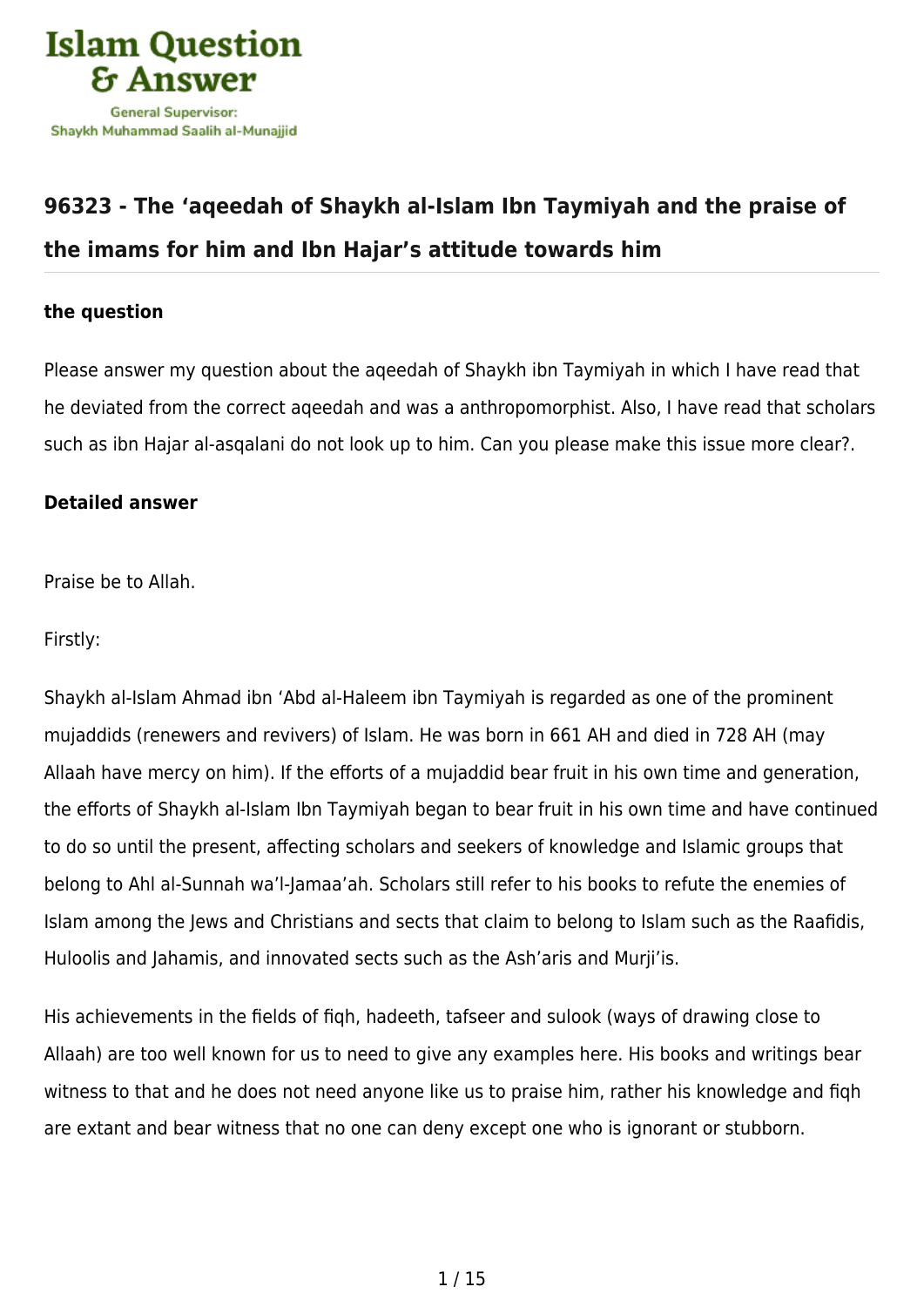# 96323 - The ‘aqeedah of Shaykh al-Islam Ibn Taymiyah and the praise of the imams for him and Ibn Hajar’s attitude towards him

**the question**

Please answer my question about the aqeedah of Shaykh ibn Taymiyah in which I have read that he deviated from the correct aqeedah and was a anthropomorphist. Also, I have read that scholars such as ibn Hajar al-asqalani do not look up to him. Can you please make this issue more clear?.

**Detailed answer**

Praise be to Allah.

Firstly:

Shaykh al-Islam Ahmad ibn ‘Abd al-Haleem ibn Taymiyah is regarded as one of the prominent mujaddids (renewers and revivers) of Islam. He was born in 661 AH and died in 728 AH (may Allaah have mercy on him). If the efforts of a mujaddid bear fruit in his own time and generation, the efforts of Shaykh al-Islam Ibn Taymiyah began to bear fruit in his own time and have continued to do so until the present, affecting scholars and seekers of knowledge and Islamic groups that belong to Ahl al-Sunnah wa’l-Jamaa’ah. Scholars still refer to his books to refute the enemies of Islam among the Jews and Christians and sects that claim to belong to Islam such as the Raafidis, Huloolis and Jahamis, and innovated sects such as the Ash’aris and Murji’is.

His achievements in the fields of fiqh, hadeeth, tafseer and sulook (ways of drawing close to Allaah) are too well known for us to need to give any examples here. His books and writings bear witness to that and he does not need anyone like us to praise him, rather his knowledge and fiqh are extant and bear witness that no one can deny except one who is ignorant or stubborn.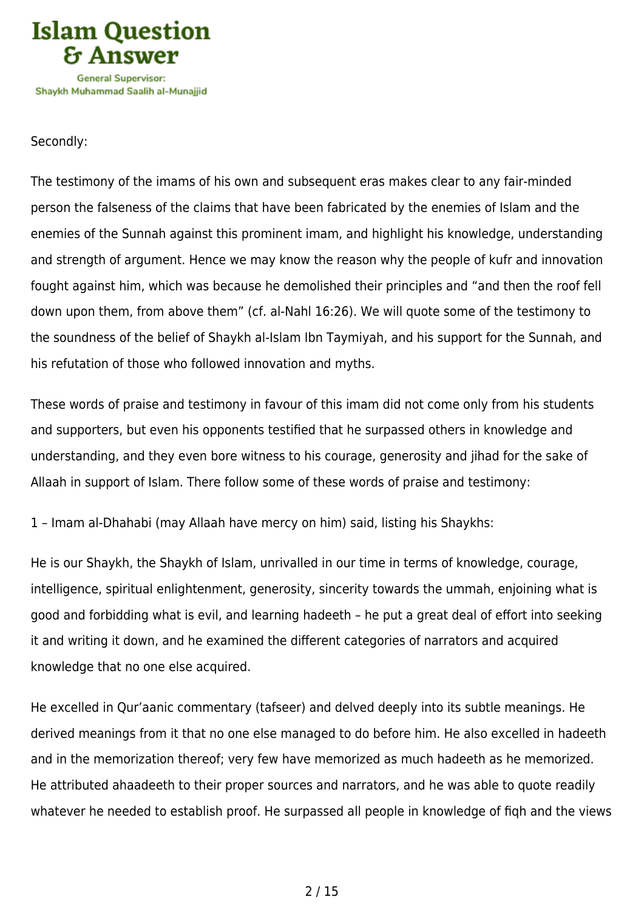Secondly:

The testimony of the imams of his own and subsequent eras makes clear to any fair-minded person the falseness of the claims that have been fabricated by the enemies of Islam and the enemies of the Sunnah against this prominent imam, and highlight his knowledge, understanding and strength of argument. Hence we may know the reason why the people of kufr and innovation fought against him, which was because he demolished their principles and "and then the roof fell down upon them, from above them" (cf. al-Nahl 16:26). We will quote some of the testimony to the soundness of the belief of Shaykh al-Islam Ibn Taymiyah, and his support for the Sunnah, and his refutation of those who followed innovation and myths.

These words of praise and testimony in favour of this imam did not come only from his students and supporters, but even his opponents testified that he surpassed others in knowledge and understanding, and they even bore witness to his courage, generosity and jihad for the sake of Allaah in support of Islam. There follow some of these words of praise and testimony:

1 – Imam al-Dhahabi (may Allaah have mercy on him) said, listing his Shaykhs:

He is our Shaykh, the Shaykh of Islam, unrivalled in our time in terms of knowledge, courage, intelligence, spiritual enlightenment, generosity, sincerity towards the ummah, enjoining what is good and forbidding what is evil, and learning hadeeth – he put a great deal of effort into seeking it and writing it down, and he examined the different categories of narrators and acquired knowledge that no one else acquired.

He excelled in Qur'aanic commentary (tafseer) and delved deeply into its subtle meanings. He derived meanings from it that no one else managed to do before him. He also excelled in hadeeth and in the memorization thereof; very few have memorized as much hadeeth as he memorized. He attributed ahaadeeth to their proper sources and narrators, and he was able to quote readily whatever he needed to establish proof. He surpassed all people in knowledge of fiqh and the views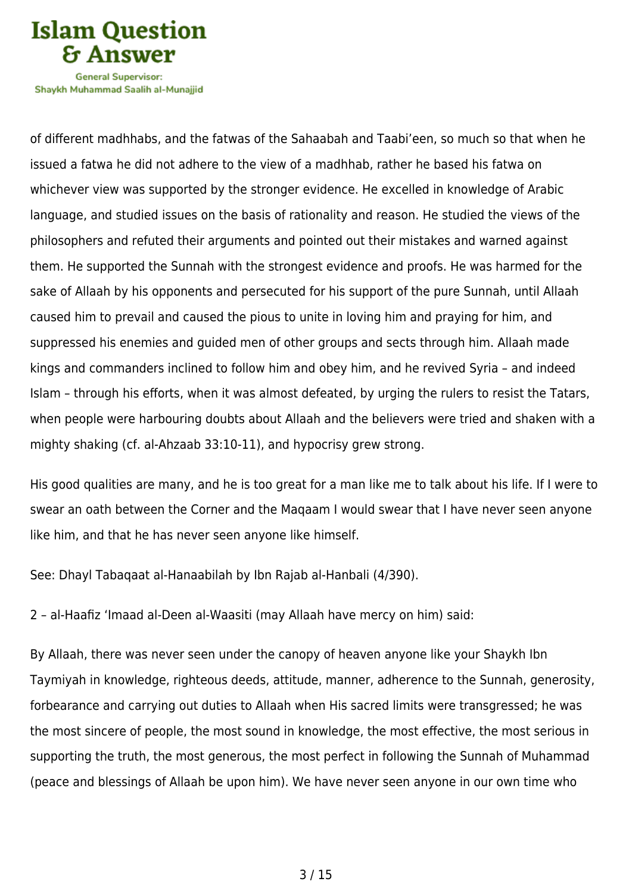of different madhhabs, and the fatwas of the Sahaabah and Taabi'een, so much so that when he issued a fatwa he did not adhere to the view of a madhhab, rather he based his fatwa on whichever view was supported by the stronger evidence. He excelled in knowledge of Arabic language, and studied issues on the basis of rationality and reason. He studied the views of the philosophers and refuted their arguments and pointed out their mistakes and warned against them. He supported the Sunnah with the strongest evidence and proofs. He was harmed for the sake of Allaah by his opponents and persecuted for his support of the pure Sunnah, until Allaah caused him to prevail and caused the pious to unite in loving him and praying for him, and suppressed his enemies and guided men of other groups and sects through him. Allaah made kings and commanders inclined to follow him and obey him, and he revived Syria – and indeed Islam – through his efforts, when it was almost defeated, by urging the rulers to resist the Tatars, when people were harbouring doubts about Allaah and the believers were tried and shaken with a mighty shaking (cf. al-Ahzaab 33:10-11), and hypocrisy grew strong.

His good qualities are many, and he is too great for a man like me to talk about his life. If I were to swear an oath between the Corner and the Maqaam I would swear that I have never seen anyone like him, and that he has never seen anyone like himself.

See: Dhayl Tabaqaat al-Hanaabilah by Ibn Rajab al-Hanbali (4/390).

2 – al-Haafiz 'Imaad al-Deen al-Waasiti (may Allaah have mercy on him) said:

By Allaah, there was never seen under the canopy of heaven anyone like your Shaykh Ibn Taymiyah in knowledge, righteous deeds, attitude, manner, adherence to the Sunnah, generosity, forbearance and carrying out duties to Allaah when His sacred limits were transgressed; he was the most sincere of people, the most sound in knowledge, the most effective, the most serious in supporting the truth, the most generous, the most perfect in following the Sunnah of Muhammad (peace and blessings of Allaah be upon him). We have never seen anyone in our own time who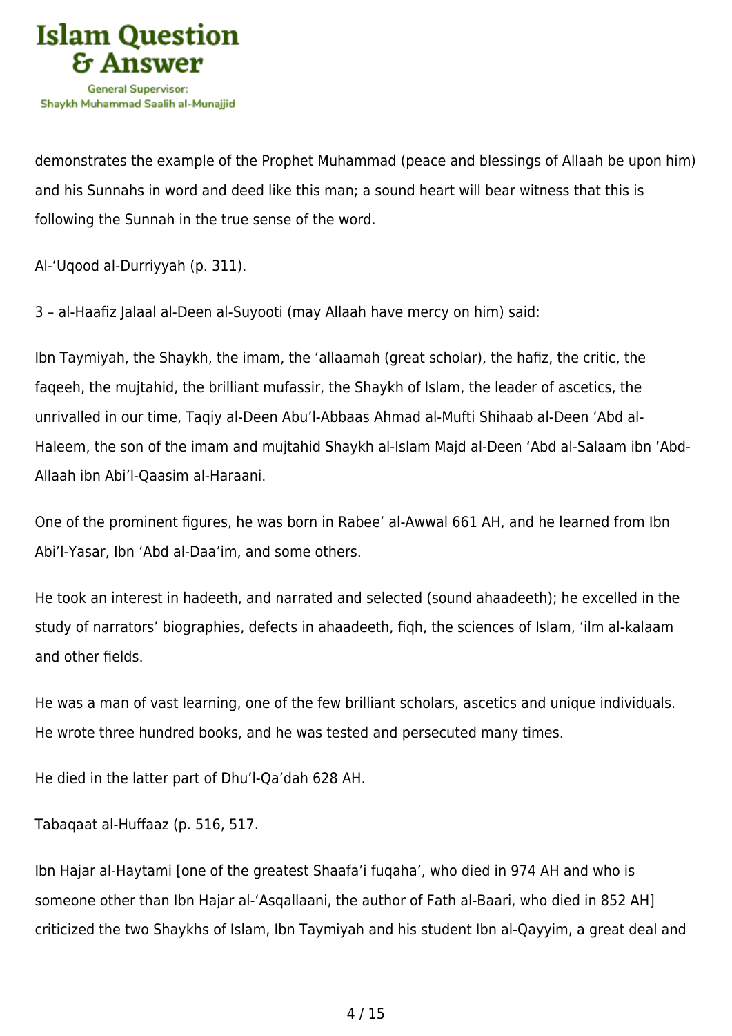demonstrates the example of the Prophet Muhammad (peace and blessings of Allaah be upon him) and his Sunnahs in word and deed like this man; a sound heart will bear witness that this is following the Sunnah in the true sense of the word.

Al-'Uqood al-Durriyyah (p. 311).

3 – al-Haafiz Jalaal al-Deen al-Suyooti (may Allaah have mercy on him) said:

Ibn Taymiyah, the Shaykh, the imam, the 'allaamah (great scholar), the hafiz, the critic, the faqeeh, the mujtahid, the brilliant mufassir, the Shaykh of Islam, the leader of ascetics, the unrivalled in our time, Taqiy al-Deen Abu'l-Abbaas Ahmad al-Mufti Shihaab al-Deen 'Abd al-Haleem, the son of the imam and mujtahid Shaykh al-Islam Majd al-Deen 'Abd al-Salaam ibn 'Abd-Allaah ibn Abi'l-Qaasim al-Haraani.

One of the prominent figures, he was born in Rabee' al-Awwal 661 AH, and he learned from Ibn Abi'l-Yasar, Ibn 'Abd al-Daa'im, and some others.

He took an interest in hadeeth, and narrated and selected (sound ahaadeeth); he excelled in the study of narrators' biographies, defects in ahaadeeth, fiqh, the sciences of Islam, 'ilm al-kalaam and other fields.

He was a man of vast learning, one of the few brilliant scholars, ascetics and unique individuals. He wrote three hundred books, and he was tested and persecuted many times.

He died in the latter part of Dhu'l-Qa'dah 628 AH.

Tabaqaat al-Huffaaz (p. 516, 517.

Ibn Hajar al-Haytami [one of the greatest Shaafa'i fuqaha', who died in 974 AH and who is someone other than Ibn Hajar al-'Asqallaani, the author of Fath al-Baari, who died in 852 AH] criticized the two Shaykhs of Islam, Ibn Taymiyah and his student Ibn al-Qayyim, a great deal and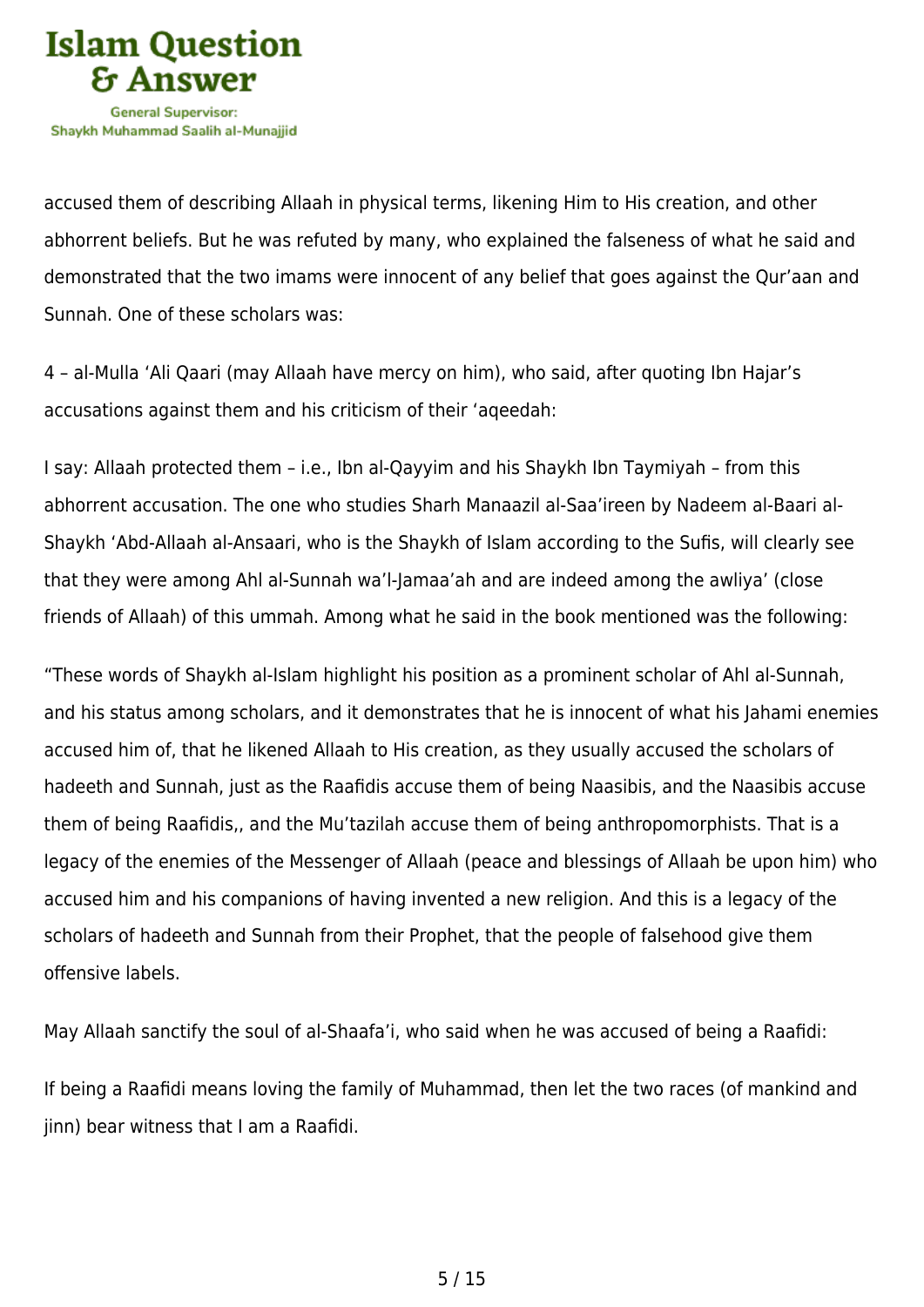accused them of describing Allaah in physical terms, likening Him to His creation, and other abhorrent beliefs. But he was refuted by many, who explained the falseness of what he said and demonstrated that the two imams were innocent of any belief that goes against the Qur'aan and Sunnah. One of these scholars was:

4 – al-Mulla 'Ali Qaari (may Allaah have mercy on him), who said, after quoting Ibn Hajar's accusations against them and his criticism of their 'aqeedah:

I say: Allaah protected them – i.e., Ibn al-Qayyim and his Shaykh Ibn Taymiyah – from this abhorrent accusation. The one who studies Sharh Manaazil al-Saa'ireen by Nadeem al-Baari al-Shaykh 'Abd-Allaah al-Ansaari, who is the Shaykh of Islam according to the Sufis, will clearly see that they were among Ahl al-Sunnah wa'l-Jamaa'ah and are indeed among the awliya' (close friends of Allaah) of this ummah. Among what he said in the book mentioned was the following:

"These words of Shaykh al-Islam highlight his position as a prominent scholar of Ahl al-Sunnah, and his status among scholars, and it demonstrates that he is innocent of what his Jahami enemies accused him of, that he likened Allaah to His creation, as they usually accused the scholars of hadeeth and Sunnah, just as the Raafidis accuse them of being Naasibis, and the Naasibis accuse them of being Raafidis,, and the Mu'tazilah accuse them of being anthropomorphists. That is a legacy of the enemies of the Messenger of Allaah (peace and blessings of Allaah be upon him) who accused him and his companions of having invented a new religion. And this is a legacy of the scholars of hadeeth and Sunnah from their Prophet, that the people of falsehood give them offensive labels.

May Allaah sanctify the soul of al-Shaafa'i, who said when he was accused of being a Raafidi:

If being a Raafidi means loving the family of Muhammad, then let the two races (of mankind and jinn) bear witness that I am a Raafidi.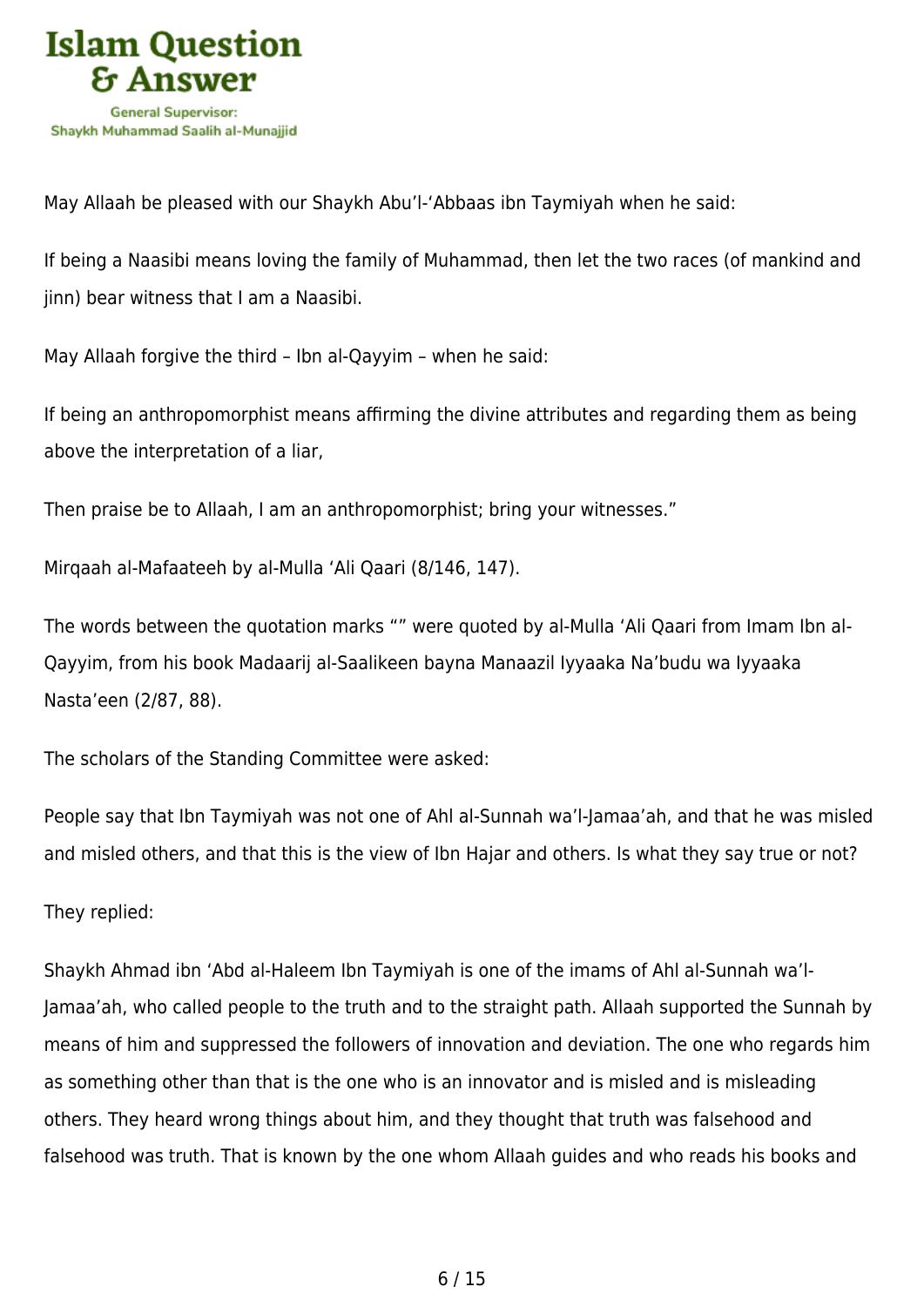May Allaah be pleased with our Shaykh Abu'l-'Abbaas ibn Taymiyah when he said:

If being a Naasibi means loving the family of Muhammad, then let the two races (of mankind and jinn) bear witness that I am a Naasibi.

May Allaah forgive the third – Ibn al-Qayyim – when he said:

If being an anthropomorphist means affirming the divine attributes and regarding them as being above the interpretation of a liar,

Then praise be to Allaah, I am an anthropomorphist; bring your witnesses."

Mirqaah al-Mafaateeh by al-Mulla 'Ali Qaari (8/146, 147).

The words between the quotation marks "" were quoted by al-Mulla 'Ali Qaari from Imam Ibn al-Qayyim, from his book Madaarij al-Saalikeen bayna Manaazil Iyyaaka Na'budu wa Iyyaaka Nasta'een (2/87, 88).

The scholars of the Standing Committee were asked:

People say that Ibn Taymiyah was not one of Ahl al-Sunnah wa'l-Jamaa'ah, and that he was misled and misled others, and that this is the view of Ibn Hajar and others. Is what they say true or not?

They replied:

Shaykh Ahmad ibn 'Abd al-Haleem Ibn Taymiyah is one of the imams of Ahl al-Sunnah wa'l-Jamaa'ah, who called people to the truth and to the straight path. Allaah supported the Sunnah by means of him and suppressed the followers of innovation and deviation. The one who regards him as something other than that is the one who is an innovator and is misled and is misleading others. They heard wrong things about him, and they thought that truth was falsehood and falsehood was truth. That is known by the one whom Allaah guides and who reads his books and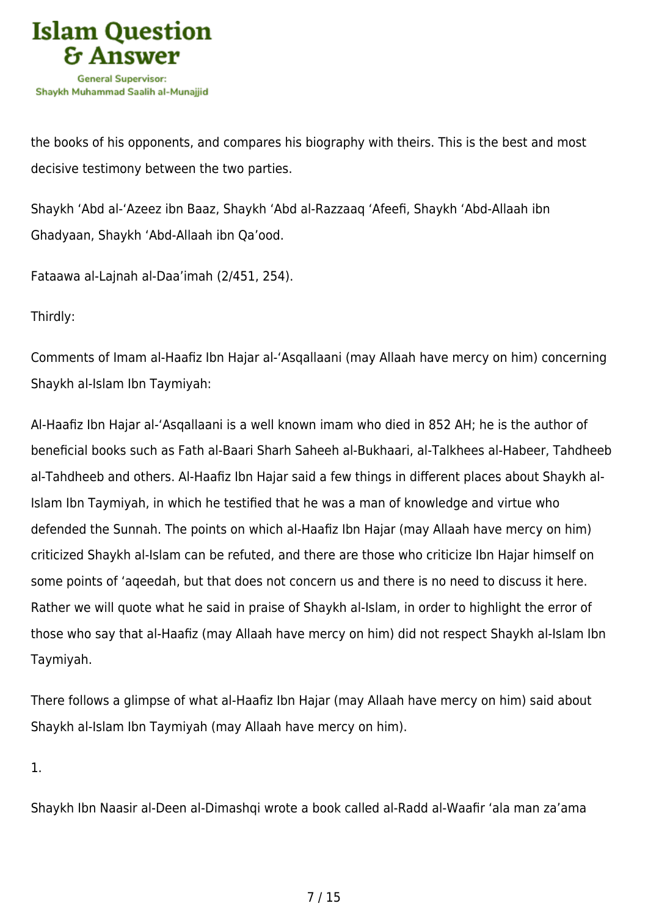the books of his opponents, and compares his biography with theirs. This is the best and most decisive testimony between the two parties.

Shaykh ‘Abd al-‘Azeez ibn Baaz, Shaykh ‘Abd al-Razzaaq ‘Afeefi, Shaykh ‘Abd-Allaah ibn Ghadyaan, Shaykh ‘Abd-Allaah ibn Qa’ood.

Fataawa al-Lajnah al-Daa’imah (2/451, 254).

Thirdly:

Comments of Imam al-Haafiz Ibn Hajar al-‘Asqallaani (may Allaah have mercy on him) concerning Shaykh al-Islam Ibn Taymiyah:

Al-Haafiz Ibn Hajar al-‘Asqallaani is a well known imam who died in 852 AH; he is the author of beneficial books such as Fath al-Baari Sharh Saheeh al-Bukhaari, al-Talkhees al-Habeer, Tahdheeb al-Tahdheeb and others. Al-Haafiz Ibn Hajar said a few things in different places about Shaykh al-Islam Ibn Taymiyah, in which he testified that he was a man of knowledge and virtue who defended the Sunnah. The points on which al-Haafiz Ibn Hajar (may Allaah have mercy on him) criticized Shaykh al-Islam can be refuted, and there are those who criticize Ibn Hajar himself on some points of ‘aqeedah, but that does not concern us and there is no need to discuss it here. Rather we will quote what he said in praise of Shaykh al-Islam, in order to highlight the error of those who say that al-Haafiz (may Allaah have mercy on him) did not respect Shaykh al-Islam Ibn Taymiyah.

There follows a glimpse of what al-Haafiz Ibn Hajar (may Allaah have mercy on him) said about Shaykh al-Islam Ibn Taymiyah (may Allaah have mercy on him).

1.

Shaykh Ibn Naasir al-Deen al-Dimashqi wrote a book called al-Radd al-Waafir ‘ala man za’ama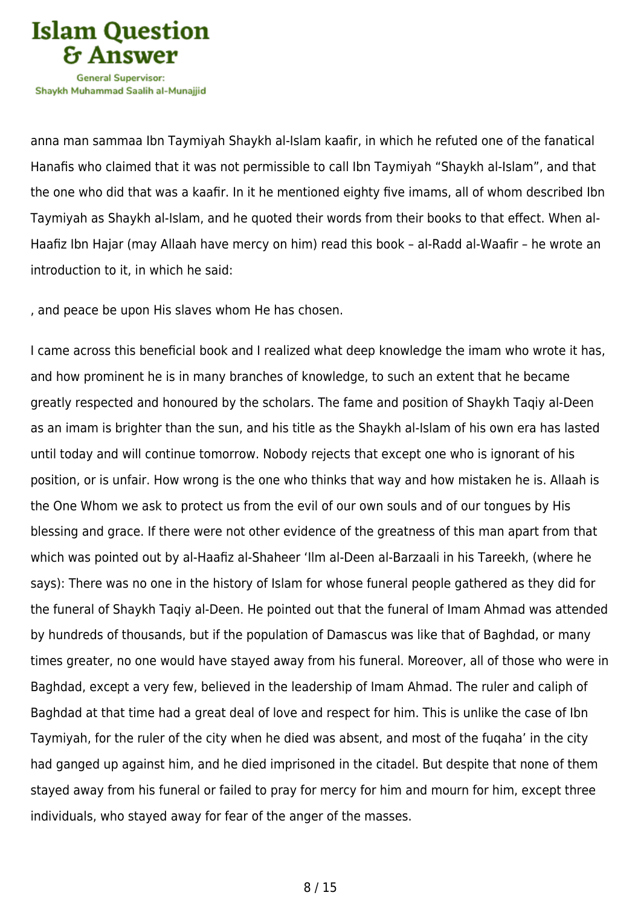anna man sammaa Ibn Taymiyah Shaykh al-Islam kaafir, in which he refuted one of the fanatical Hanafis who claimed that it was not permissible to call Ibn Taymiyah “Shaykh al-Islam”, and that the one who did that was a kaafir. In it he mentioned eighty five imams, all of whom described Ibn Taymiyah as Shaykh al-Islam, and he quoted their words from their books to that effect. When al-Haafiz Ibn Hajar (may Allaah have mercy on him) read this book – al-Radd al-Waafir – he wrote an introduction to it, in which he said:

, and peace be upon His slaves whom He has chosen.

I came across this beneficial book and I realized what deep knowledge the imam who wrote it has, and how prominent he is in many branches of knowledge, to such an extent that he became greatly respected and honoured by the scholars. The fame and position of Shaykh Taqiy al-Deen as an imam is brighter than the sun, and his title as the Shaykh al-Islam of his own era has lasted until today and will continue tomorrow. Nobody rejects that except one who is ignorant of his position, or is unfair. How wrong is the one who thinks that way and how mistaken he is. Allaah is the One Whom we ask to protect us from the evil of our own souls and of our tongues by His blessing and grace. If there were not other evidence of the greatness of this man apart from that which was pointed out by al-Haafiz al-Shaheer ‘Ilm al-Deen al-Barzaali in his Tareekh, (where he says): There was no one in the history of Islam for whose funeral people gathered as they did for the funeral of Shaykh Taqiy al-Deen. He pointed out that the funeral of Imam Ahmad was attended by hundreds of thousands, but if the population of Damascus was like that of Baghdad, or many times greater, no one would have stayed away from his funeral. Moreover, all of those who were in Baghdad, except a very few, believed in the leadership of Imam Ahmad. The ruler and caliph of Baghdad at that time had a great deal of love and respect for him. This is unlike the case of Ibn Taymiyah, for the ruler of the city when he died was absent, and most of the fuqaha’ in the city had ganged up against him, and he died imprisoned in the citadel. But despite that none of them stayed away from his funeral or failed to pray for mercy for him and mourn for him, except three individuals, who stayed away for fear of the anger of the masses.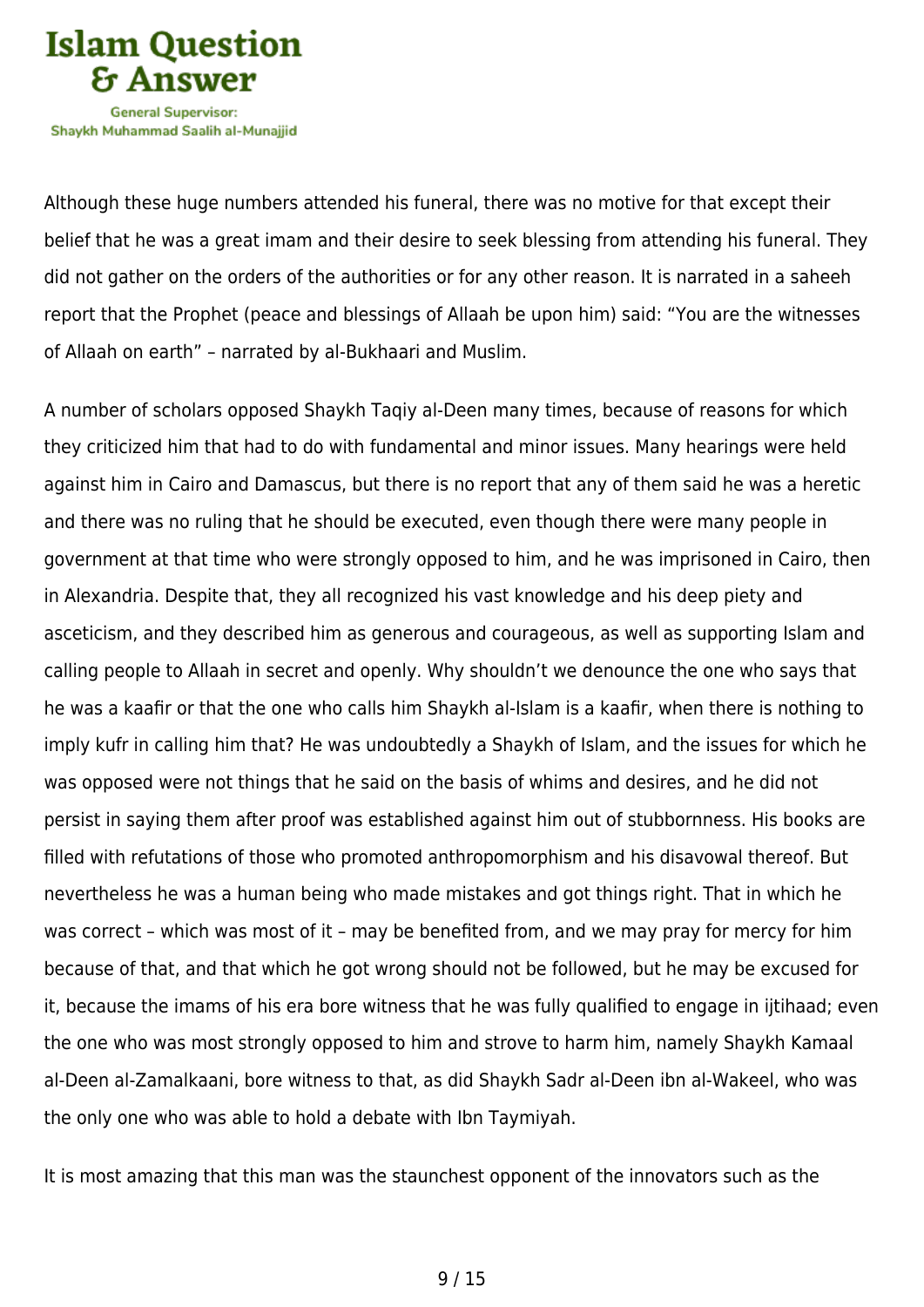Although these huge numbers attended his funeral, there was no motive for that except their belief that he was a great imam and their desire to seek blessing from attending his funeral. They did not gather on the orders of the authorities or for any other reason. It is narrated in a saheeh report that the Prophet (peace and blessings of Allaah be upon him) said: "You are the witnesses of Allaah on earth" – narrated by al-Bukhaari and Muslim.

A number of scholars opposed Shaykh Taqiy al-Deen many times, because of reasons for which they criticized him that had to do with fundamental and minor issues. Many hearings were held against him in Cairo and Damascus, but there is no report that any of them said he was a heretic and there was no ruling that he should be executed, even though there were many people in government at that time who were strongly opposed to him, and he was imprisoned in Cairo, then in Alexandria. Despite that, they all recognized his vast knowledge and his deep piety and asceticism, and they described him as generous and courageous, as well as supporting Islam and calling people to Allaah in secret and openly. Why shouldn't we denounce the one who says that he was a kaafir or that the one who calls him Shaykh al-Islam is a kaafir, when there is nothing to imply kufr in calling him that? He was undoubtedly a Shaykh of Islam, and the issues for which he was opposed were not things that he said on the basis of whims and desires, and he did not persist in saying them after proof was established against him out of stubbornness. His books are filled with refutations of those who promoted anthropomorphism and his disavowal thereof. But nevertheless he was a human being who made mistakes and got things right. That in which he was correct – which was most of it – may be benefited from, and we may pray for mercy for him because of that, and that which he got wrong should not be followed, but he may be excused for it, because the imams of his era bore witness that he was fully qualified to engage in ijtihaad; even the one who was most strongly opposed to him and strove to harm him, namely Shaykh Kamaal al-Deen al-Zamalkaani, bore witness to that, as did Shaykh Sadr al-Deen ibn al-Wakeel, who was the only one who was able to hold a debate with Ibn Taymiyah.

It is most amazing that this man was the staunchest opponent of the innovators such as the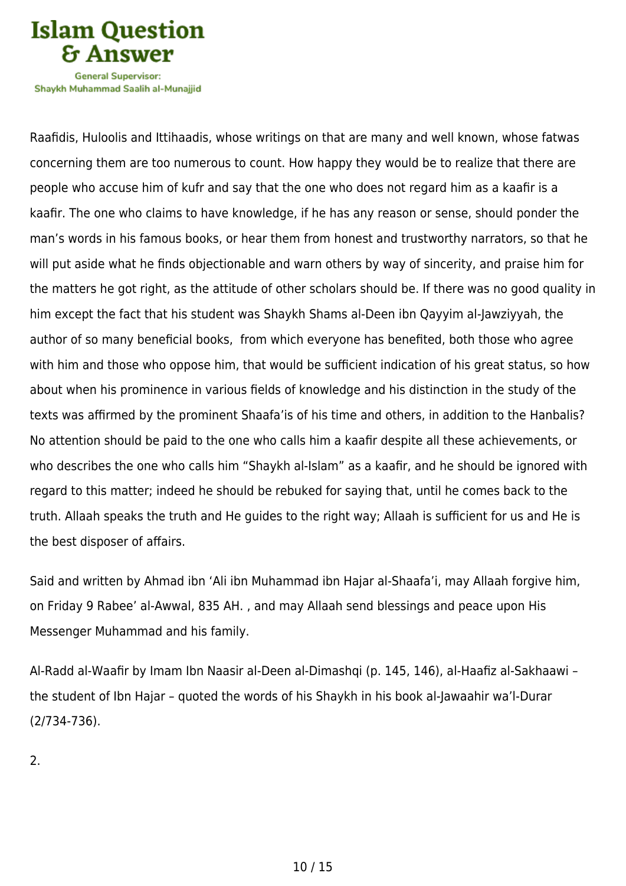Raafidis, Huloolis and Ittihaadis, whose writings on that are many and well known, whose fatwas concerning them are too numerous to count. How happy they would be to realize that there are people who accuse him of kufr and say that the one who does not regard him as a kaafir is a kaafir. The one who claims to have knowledge, if he has any reason or sense, should ponder the man's words in his famous books, or hear them from honest and trustworthy narrators, so that he will put aside what he finds objectionable and warn others by way of sincerity, and praise him for the matters he got right, as the attitude of other scholars should be. If there was no good quality in him except the fact that his student was Shaykh Shams al-Deen ibn Qayyim al-Jawziyyah, the author of so many beneficial books,  from which everyone has benefited, both those who agree with him and those who oppose him, that would be sufficient indication of his great status, so how about when his prominence in various fields of knowledge and his distinction in the study of the texts was affirmed by the prominent Shaafa'is of his time and others, in addition to the Hanbalis? No attention should be paid to the one who calls him a kaafir despite all these achievements, or who describes the one who calls him "Shaykh al-Islam" as a kaafir, and he should be ignored with regard to this matter; indeed he should be rebuked for saying that, until he comes back to the truth. Allaah speaks the truth and He guides to the right way; Allaah is sufficient for us and He is the best disposer of affairs.

Said and written by Ahmad ibn 'Ali ibn Muhammad ibn Hajar al-Shaafa'i, may Allaah forgive him, on Friday 9 Rabee' al-Awwal, 835 AH. , and may Allaah send blessings and peace upon His Messenger Muhammad and his family.

Al-Radd al-Waafir by Imam Ibn Naasir al-Deen al-Dimashqi (p. 145, 146), al-Haafiz al-Sakhaawi – the student of Ibn Hajar – quoted the words of his Shaykh in his book al-Jawaahir wa'l-Durar (2/734-736).

2.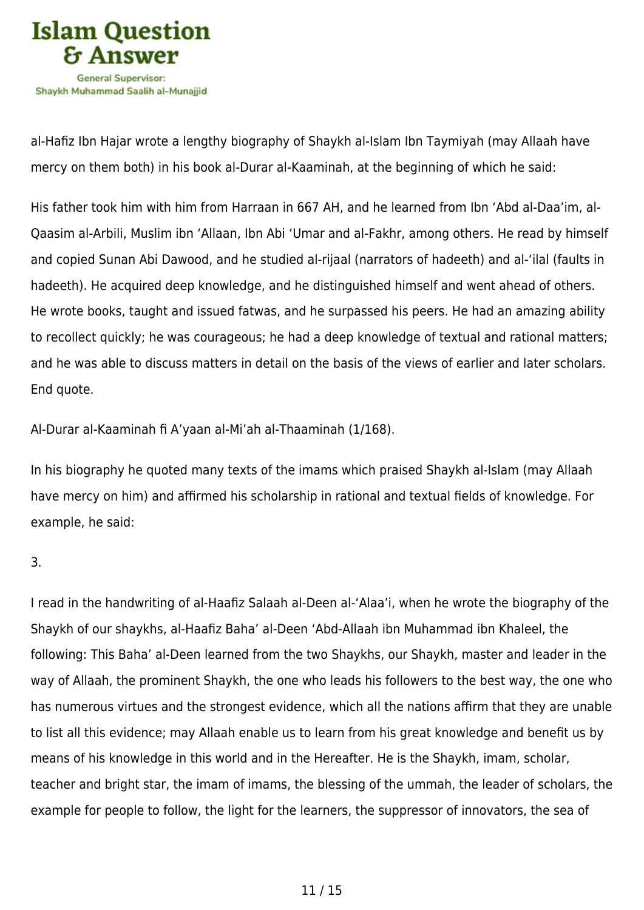al-Hafiz Ibn Hajar wrote a lengthy biography of Shaykh al-Islam Ibn Taymiyah (may Allaah have mercy on them both) in his book al-Durar al-Kaaminah, at the beginning of which he said:

His father took him with him from Harraan in 667 AH, and he learned from Ibn 'Abd al-Daa'im, al-Qaasim al-Arbili, Muslim ibn 'Allaan, Ibn Abi 'Umar and al-Fakhr, among others. He read by himself and copied Sunan Abi Dawood, and he studied al-rijaal (narrators of hadeeth) and al-'ilal (faults in hadeeth). He acquired deep knowledge, and he distinguished himself and went ahead of others. He wrote books, taught and issued fatwas, and he surpassed his peers. He had an amazing ability to recollect quickly; he was courageous; he had a deep knowledge of textual and rational matters; and he was able to discuss matters in detail on the basis of the views of earlier and later scholars. End quote.

Al-Durar al-Kaaminah fi A'yaan al-Mi'ah al-Thaaminah (1/168).

In his biography he quoted many texts of the imams which praised Shaykh al-Islam (may Allaah have mercy on him) and affirmed his scholarship in rational and textual fields of knowledge. For example, he said:

3.

I read in the handwriting of al-Haafiz Salaah al-Deen al-'Alaa'i, when he wrote the biography of the Shaykh of our shaykhs, al-Haafiz Baha' al-Deen 'Abd-Allaah ibn Muhammad ibn Khaleel, the following: This Baha' al-Deen learned from the two Shaykhs, our Shaykh, master and leader in the way of Allaah, the prominent Shaykh, the one who leads his followers to the best way, the one who has numerous virtues and the strongest evidence, which all the nations affirm that they are unable to list all this evidence; may Allaah enable us to learn from his great knowledge and benefit us by means of his knowledge in this world and in the Hereafter. He is the Shaykh, imam, scholar, teacher and bright star, the imam of imams, the blessing of the ummah, the leader of scholars, the example for people to follow, the light for the learners, the suppressor of innovators, the sea of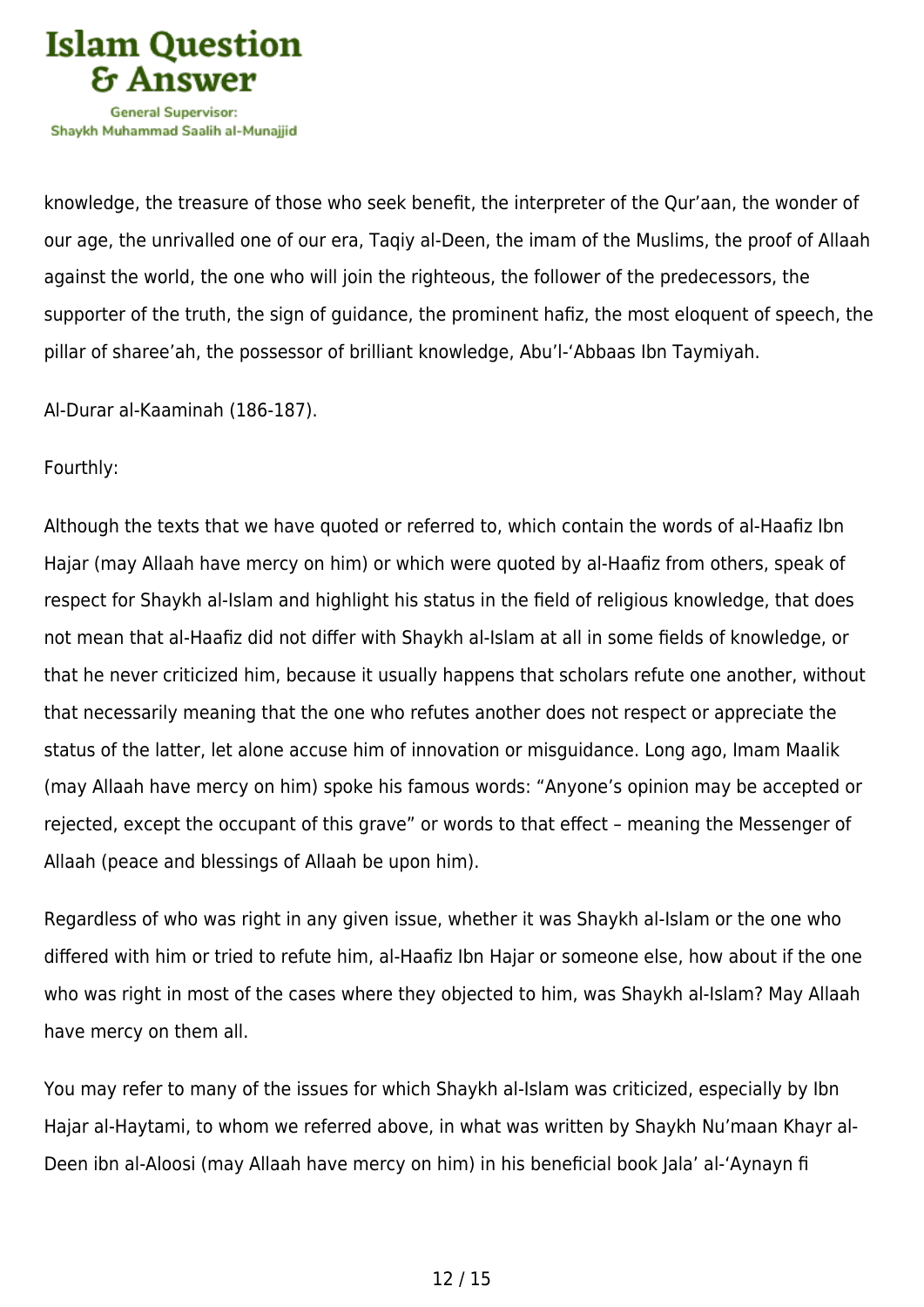knowledge, the treasure of those who seek benefit, the interpreter of the Qur'aan, the wonder of our age, the unrivalled one of our era, Taqiy al-Deen, the imam of the Muslims, the proof of Allaah against the world, the one who will join the righteous, the follower of the predecessors, the supporter of the truth, the sign of guidance, the prominent hafiz, the most eloquent of speech, the pillar of sharee'ah, the possessor of brilliant knowledge, Abu'l-'Abbaas Ibn Taymiyah.

Al-Durar al-Kaaminah (186-187).

Fourthly:

Although the texts that we have quoted or referred to, which contain the words of al-Haafiz Ibn Hajar (may Allaah have mercy on him) or which were quoted by al-Haafiz from others, speak of respect for Shaykh al-Islam and highlight his status in the field of religious knowledge, that does not mean that al-Haafiz did not differ with Shaykh al-Islam at all in some fields of knowledge, or that he never criticized him, because it usually happens that scholars refute one another, without that necessarily meaning that the one who refutes another does not respect or appreciate the status of the latter, let alone accuse him of innovation or misguidance. Long ago, Imam Maalik (may Allaah have mercy on him) spoke his famous words: "Anyone's opinion may be accepted or rejected, except the occupant of this grave" or words to that effect – meaning the Messenger of Allaah (peace and blessings of Allaah be upon him).

Regardless of who was right in any given issue, whether it was Shaykh al-Islam or the one who differed with him or tried to refute him, al-Haafiz Ibn Hajar or someone else, how about if the one who was right in most of the cases where they objected to him, was Shaykh al-Islam? May Allaah have mercy on them all.

You may refer to many of the issues for which Shaykh al-Islam was criticized, especially by Ibn Hajar al-Haytami, to whom we referred above, in what was written by Shaykh Nu'maan Khayr al-Deen ibn al-Aloosi (may Allaah have mercy on him) in his beneficial book Jala' al-'Aynayn fi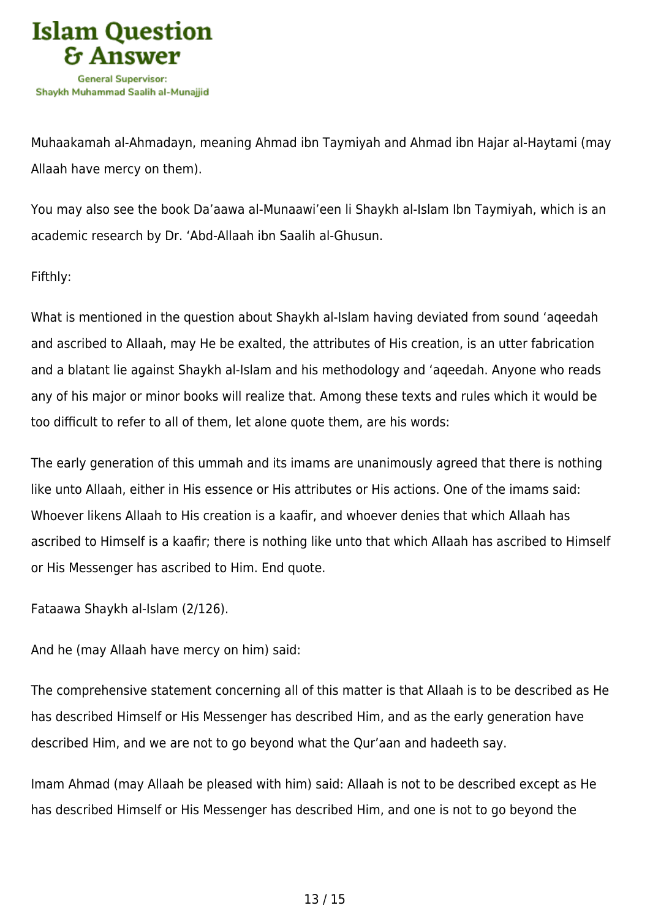Muhaakamah al-Ahmadayn, meaning Ahmad ibn Taymiyah and Ahmad ibn Hajar al-Haytami (may Allaah have mercy on them).

You may also see the book Da'aawa al-Munaawi'een li Shaykh al-Islam Ibn Taymiyah, which is an academic research by Dr. 'Abd-Allaah ibn Saalih al-Ghusun.

Fifthly:

What is mentioned in the question about Shaykh al-Islam having deviated from sound 'aqeedah and ascribed to Allaah, may He be exalted, the attributes of His creation, is an utter fabrication and a blatant lie against Shaykh al-Islam and his methodology and 'aqeedah. Anyone who reads any of his major or minor books will realize that. Among these texts and rules which it would be too difficult to refer to all of them, let alone quote them, are his words:

The early generation of this ummah and its imams are unanimously agreed that there is nothing like unto Allaah, either in His essence or His attributes or His actions. One of the imams said: Whoever likens Allaah to His creation is a kaafir, and whoever denies that which Allaah has ascribed to Himself is a kaafir; there is nothing like unto that which Allaah has ascribed to Himself or His Messenger has ascribed to Him. End quote.

Fataawa Shaykh al-Islam (2/126).

And he (may Allaah have mercy on him) said:

The comprehensive statement concerning all of this matter is that Allaah is to be described as He has described Himself or His Messenger has described Him, and as the early generation have described Him, and we are not to go beyond what the Qur'aan and hadeeth say.

Imam Ahmad (may Allaah be pleased with him) said: Allaah is not to be described except as He has described Himself or His Messenger has described Him, and one is not to go beyond the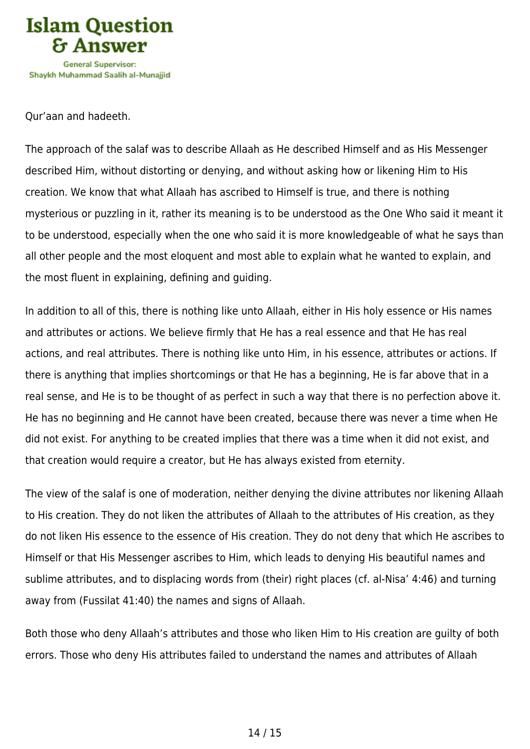Qur'aan and hadeeth.

The approach of the salaf was to describe Allaah as He described Himself and as His Messenger described Him, without distorting or denying, and without asking how or likening Him to His creation. We know that what Allaah has ascribed to Himself is true, and there is nothing mysterious or puzzling in it, rather its meaning is to be understood as the One Who said it meant it to be understood, especially when the one who said it is more knowledgeable of what he says than all other people and the most eloquent and most able to explain what he wanted to explain, and the most fluent in explaining, defining and guiding.

In addition to all of this, there is nothing like unto Allaah, either in His holy essence or His names and attributes or actions. We believe firmly that He has a real essence and that He has real actions, and real attributes. There is nothing like unto Him, in his essence, attributes or actions. If there is anything that implies shortcomings or that He has a beginning, He is far above that in a real sense, and He is to be thought of as perfect in such a way that there is no perfection above it. He has no beginning and He cannot have been created, because there was never a time when He did not exist. For anything to be created implies that there was a time when it did not exist, and that creation would require a creator, but He has always existed from eternity.

The view of the salaf is one of moderation, neither denying the divine attributes nor likening Allaah to His creation. They do not liken the attributes of Allaah to the attributes of His creation, as they do not liken His essence to the essence of His creation. They do not deny that which He ascribes to Himself or that His Messenger ascribes to Him, which leads to denying His beautiful names and sublime attributes, and to displacing words from (their) right places (cf. al-Nisa' 4:46) and turning away from (Fussilat 41:40) the names and signs of Allaah.

Both those who deny Allaah's attributes and those who liken Him to His creation are guilty of both errors. Those who deny His attributes failed to understand the names and attributes of Allaah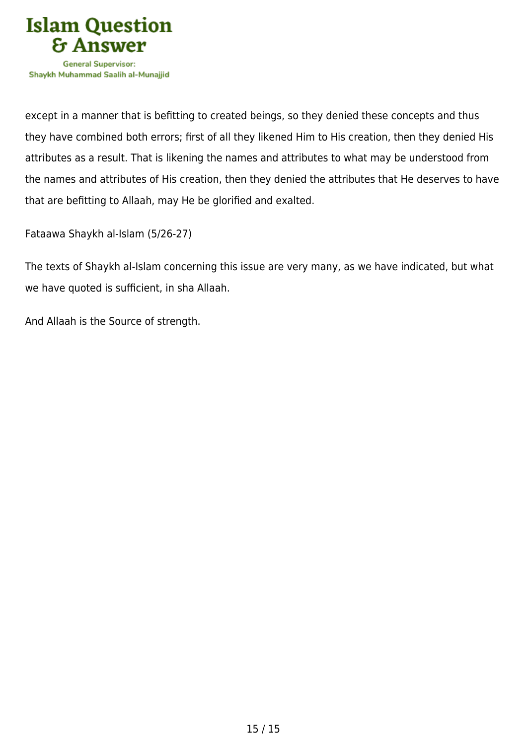except in a manner that is befitting to created beings, so they denied these concepts and thus they have combined both errors; first of all they likened Him to His creation, then they denied His attributes as a result. That is likening the names and attributes to what may be understood from the names and attributes of His creation, then they denied the attributes that He deserves to have that are befitting to Allaah, may He be glorified and exalted.

Fataawa Shaykh al-Islam (5/26-27)

The texts of Shaykh al-Islam concerning this issue are very many, as we have indicated, but what we have quoted is sufficient, in sha Allaah.

And Allaah is the Source of strength.